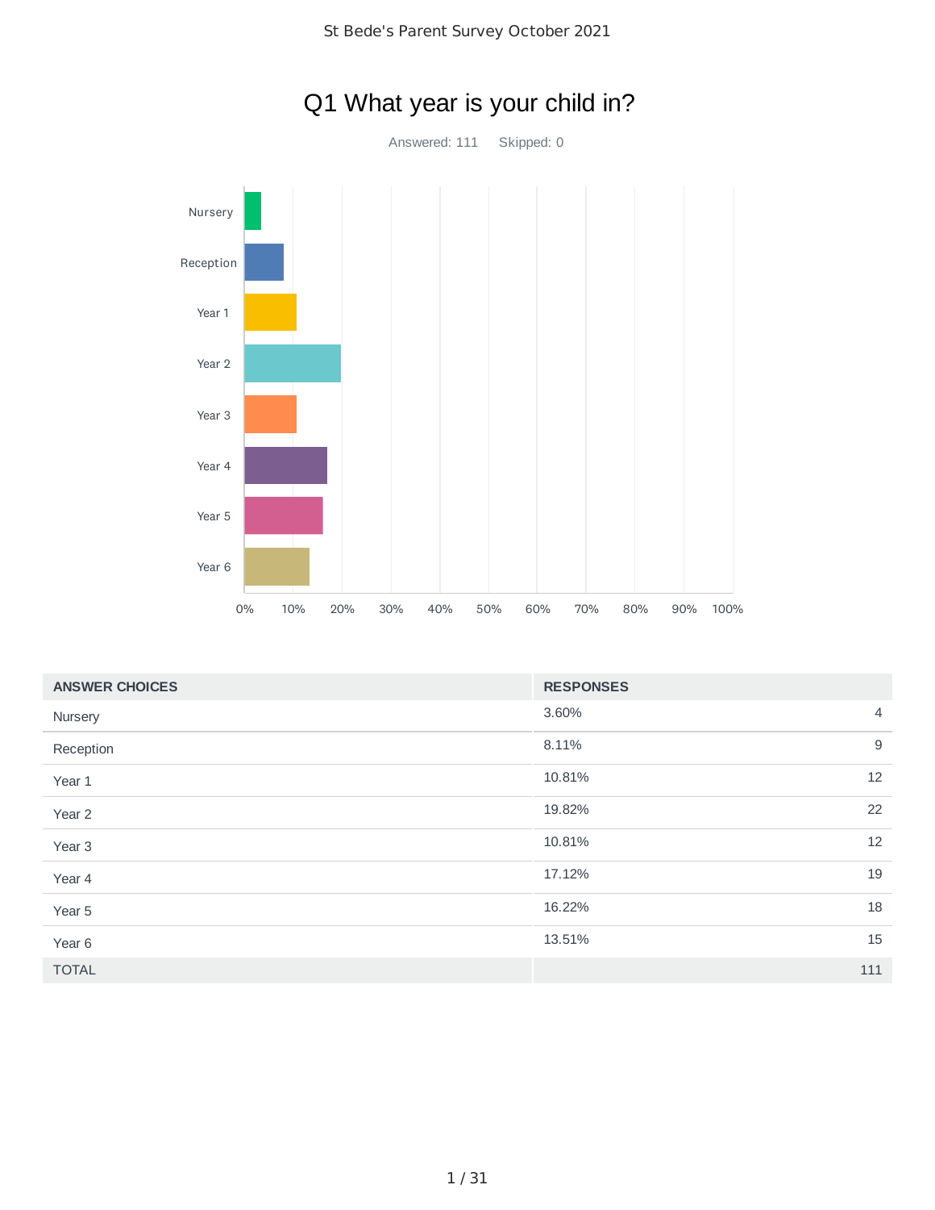# Q1 What year is your child in?

Answered: 111 Skipped: 0

| ANSWER CHOICES | RESPONSES | |
|---|---|---|
| Nursery | 3.60% | 4 |
| Reception | 8.11% | 9 |
| Year 1 | 10.81% | 12 |
| Year 2 | 19.82% | 22 |
| Year 3 | 10.81% | 12 |
| Year 4 | 17.12% | 19 |
| Year 5 | 16.22% | 18 |
| Year 6 | 13.51% | 15 |
| TOTAL | | 111 |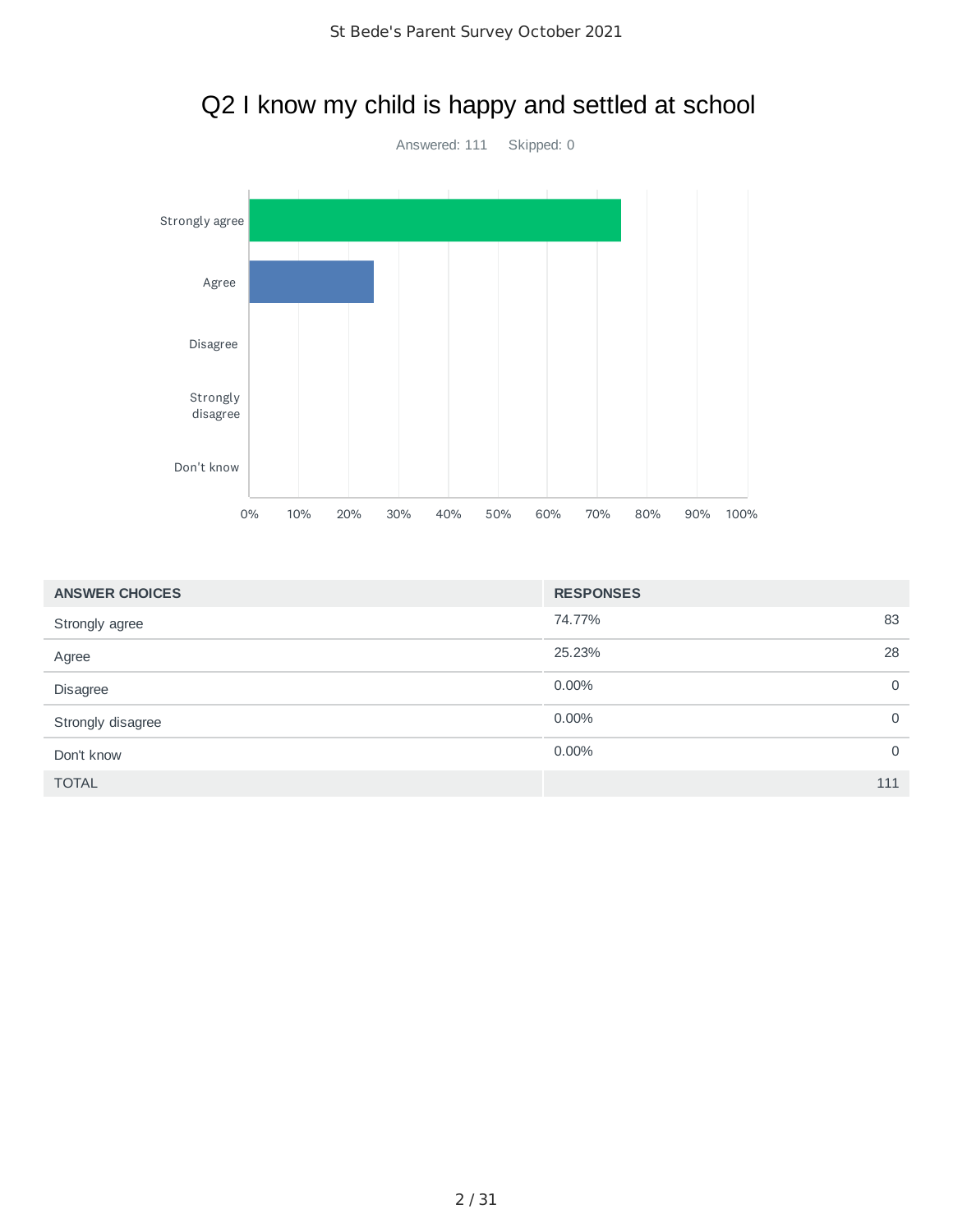# Q2 I know my child is happy and settled at school

Answered: 111    Skipped: 0

| ANSWER CHOICES | RESPONSES | |
|---|---|---|
| Strongly agree | 74.77% | 83 |
| Agree | 25.23% | 28 |
| Disagree | 0.00% | 0 |
| Strongly disagree | 0.00% | 0 |
| Don't know | 0.00% | 0 |
| TOTAL | | 111 |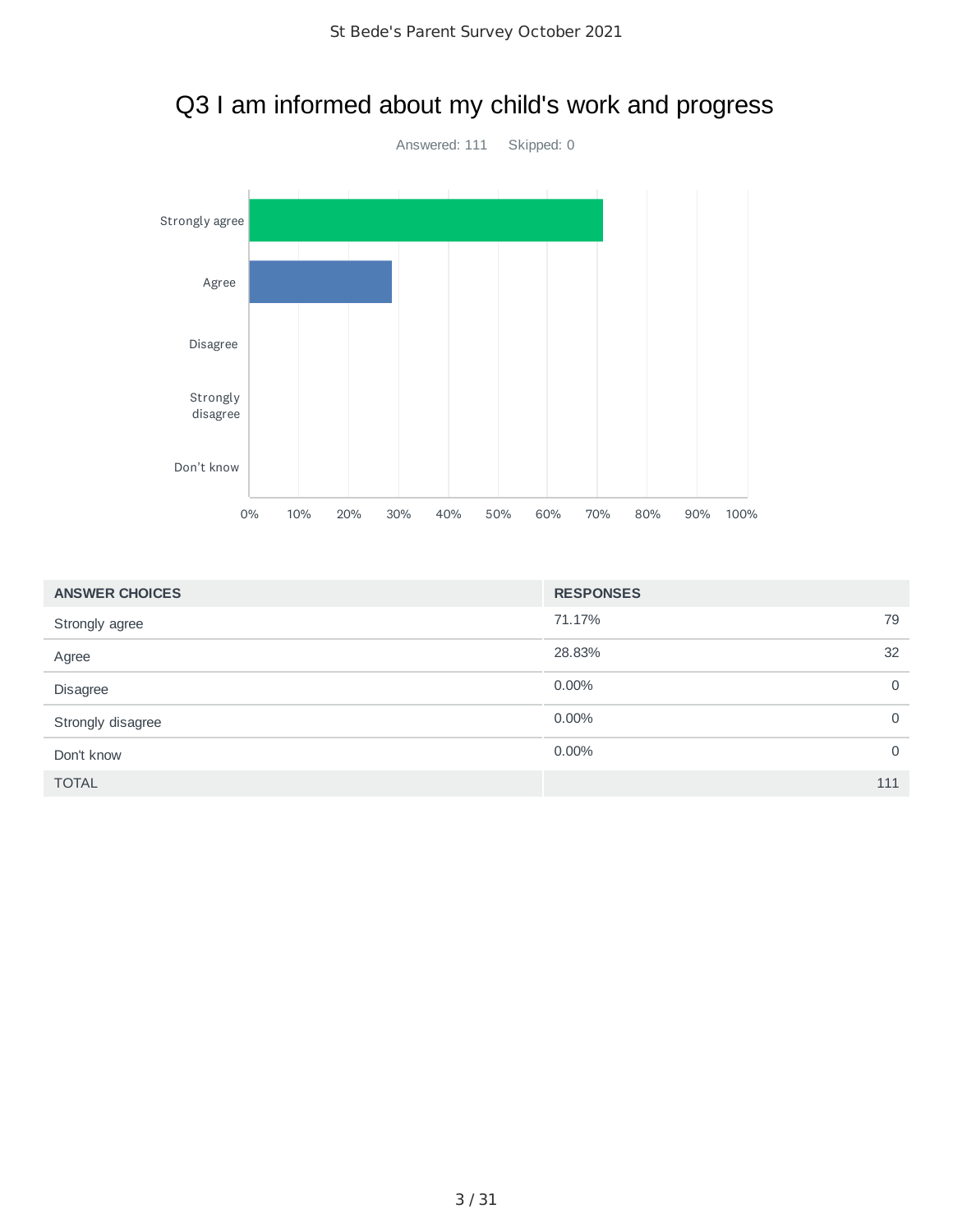# Q3 I am informed about my child's work and progress

Answered: 111 Skipped: 0

| ANSWER CHOICES | RESPONSES | |
|---|---|---|
| Strongly agree | 71.17% | 79 |
| Agree | 28.83% | 32 |
| Disagree | 0.00% | 0 |
| Strongly disagree | 0.00% | 0 |
| Don't know | 0.00% | 0 |
| TOTAL | | 111 |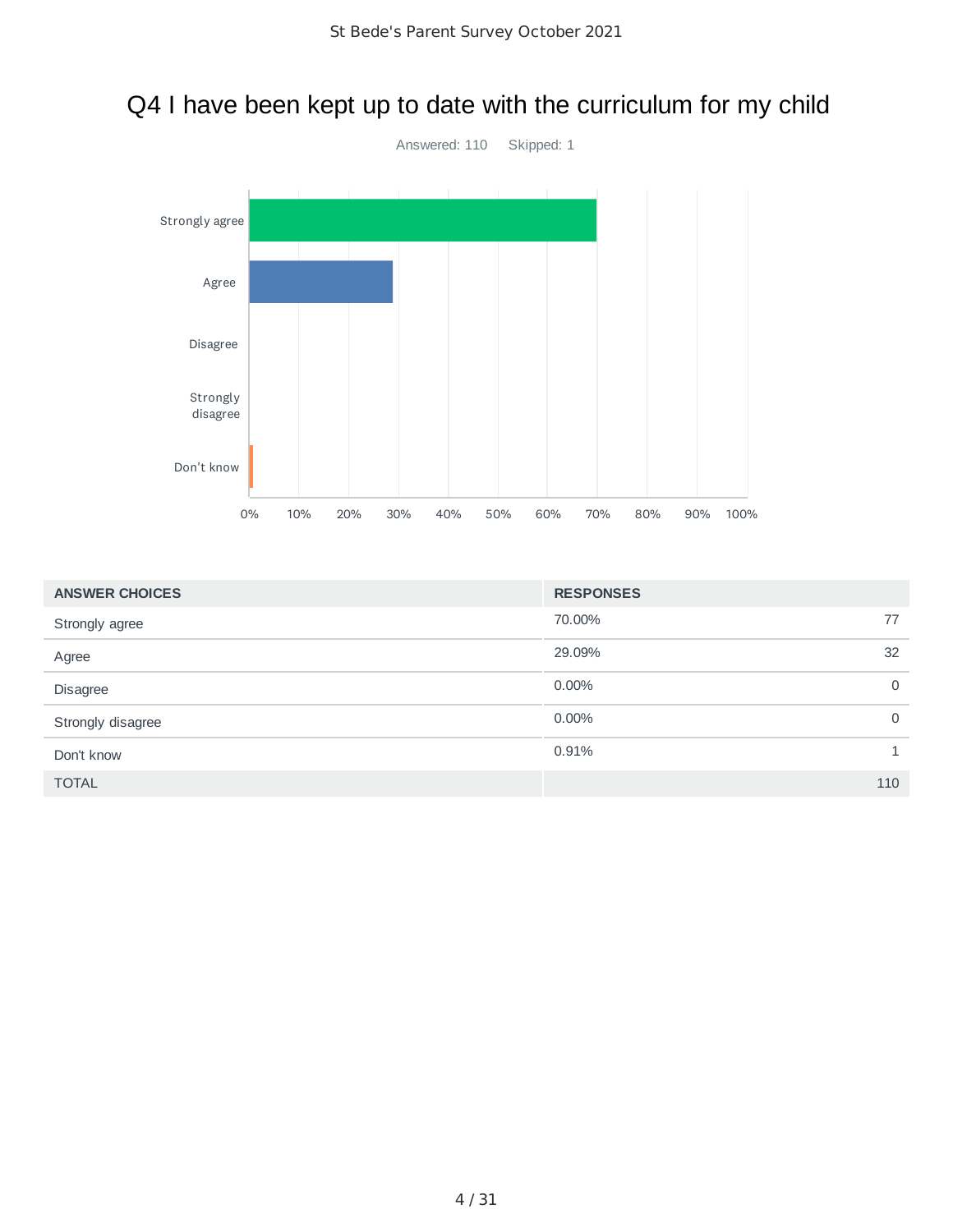# Q4 I have been kept up to date with the curriculum for my child

Answered: 110    Skipped: 1

| ANSWER CHOICES | RESPONSES | |
|---|---|---|
| Strongly agree | 70.00% | 77 |
| Agree | 29.09% | 32 |
| Disagree | 0.00% | 0 |
| Strongly disagree | 0.00% | 0 |
| Don't know | 0.91% | 1 |
| TOTAL | | 110 |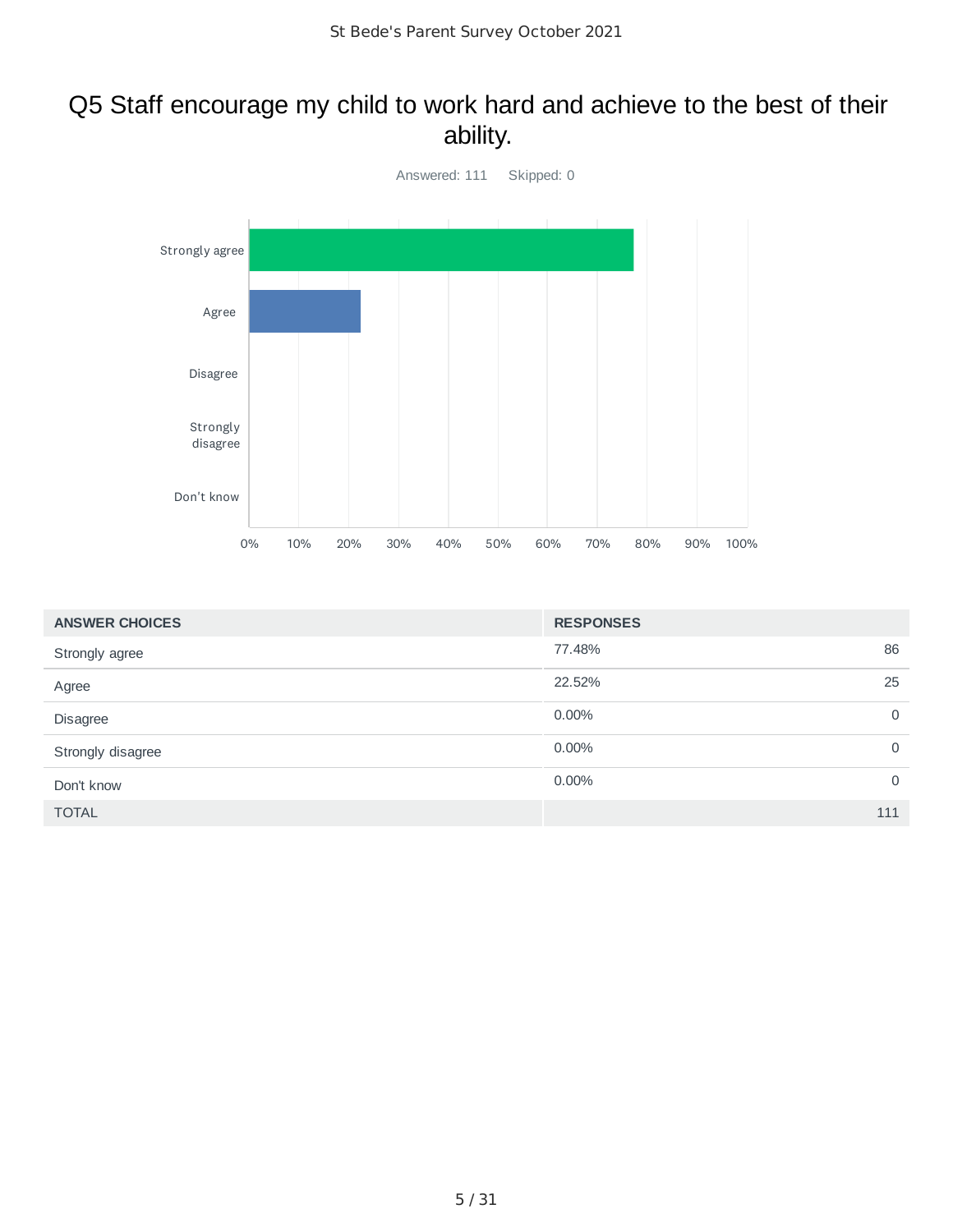# Q5 Staff encourage my child to work hard and achieve to the best of their ability.

Answered: 111    Skipped: 0

| ANSWER CHOICES | RESPONSES | |
|---|---|---|
| Strongly agree | 77.48% | 86 |
| Agree | 22.52% | 25 |
| Disagree | 0.00% | 0 |
| Strongly disagree | 0.00% | 0 |
| Don't know | 0.00% | 0 |
| TOTAL | | 111 |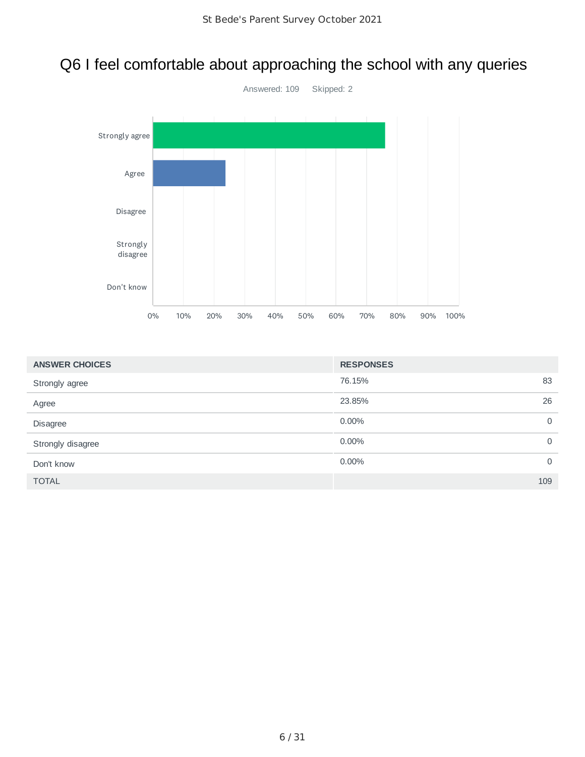# Q6 I feel comfortable about approaching the school with any queries

Answered: 109    Skipped: 2

| ANSWER CHOICES | RESPONSES | |
|---|---|---|
| Strongly agree | 76.15% | 83 |
| Agree | 23.85% | 26 |
| Disagree | 0.00% | 0 |
| Strongly disagree | 0.00% | 0 |
| Don't know | 0.00% | 0 |
| TOTAL | | 109 |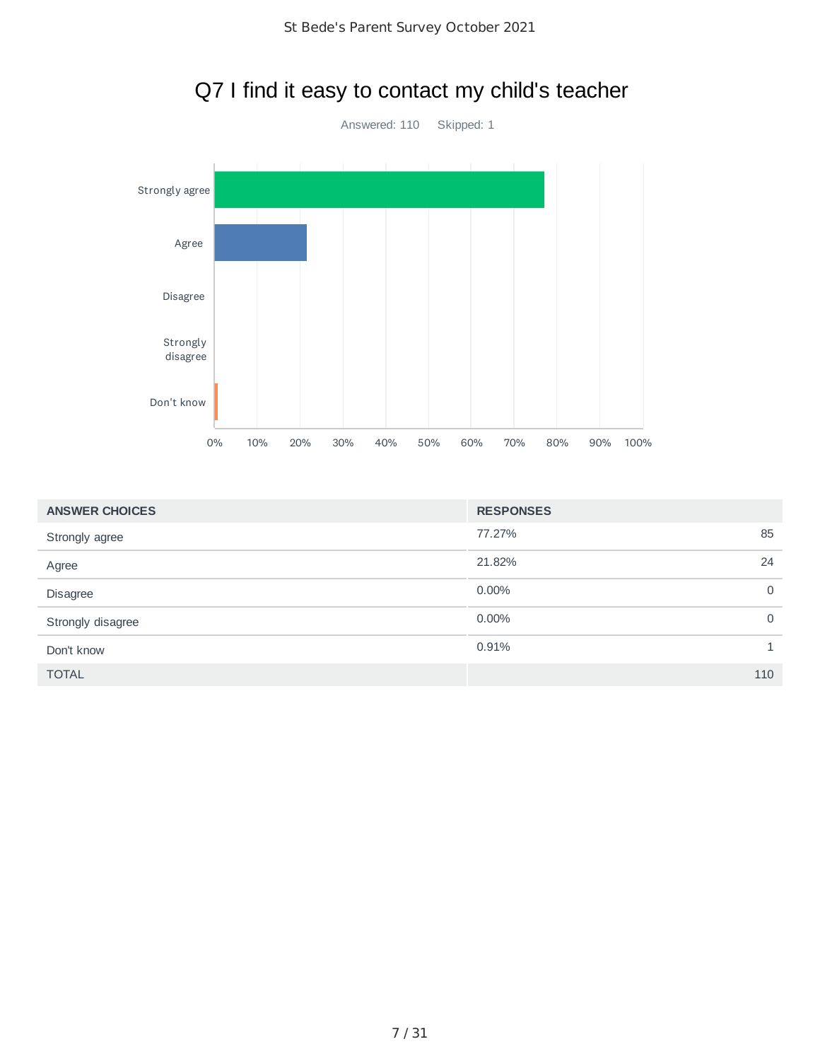# Q7 I find it easy to contact my child's teacher

Answered: 110 Skipped: 1

| ANSWER CHOICES | RESPONSES | |
|---|---|---|
| Strongly agree | 77.27% | 85 |
| Agree | 21.82% | 24 |
| Disagree | 0.00% | 0 |
| Strongly disagree | 0.00% | 0 |
| Don't know | 0.91% | 1 |
| TOTAL | | 110 |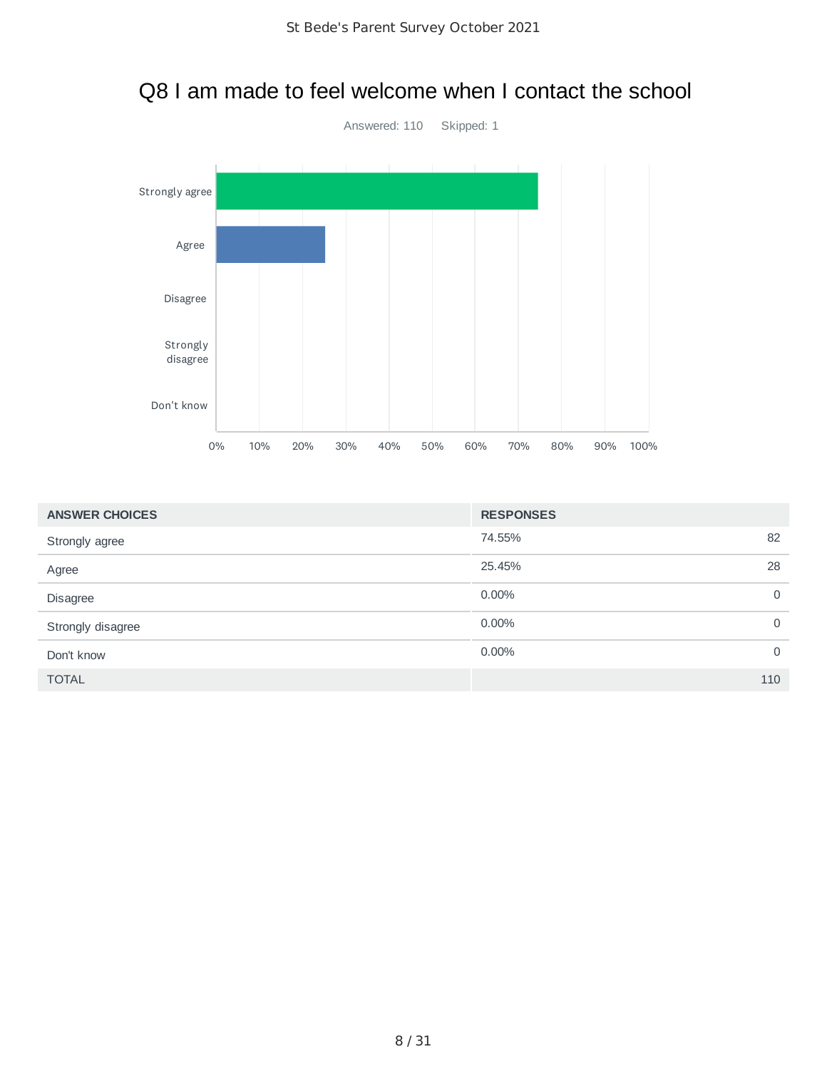# Q8 I am made to feel welcome when I contact the school

Answered: 110    Skipped: 1

| ANSWER CHOICES | RESPONSES | |
|---|---|---|
| Strongly agree | 74.55% | 82 |
| Agree | 25.45% | 28 |
| Disagree | 0.00% | 0 |
| Strongly disagree | 0.00% | 0 |
| Don't know | 0.00% | 0 |
| TOTAL | | 110 |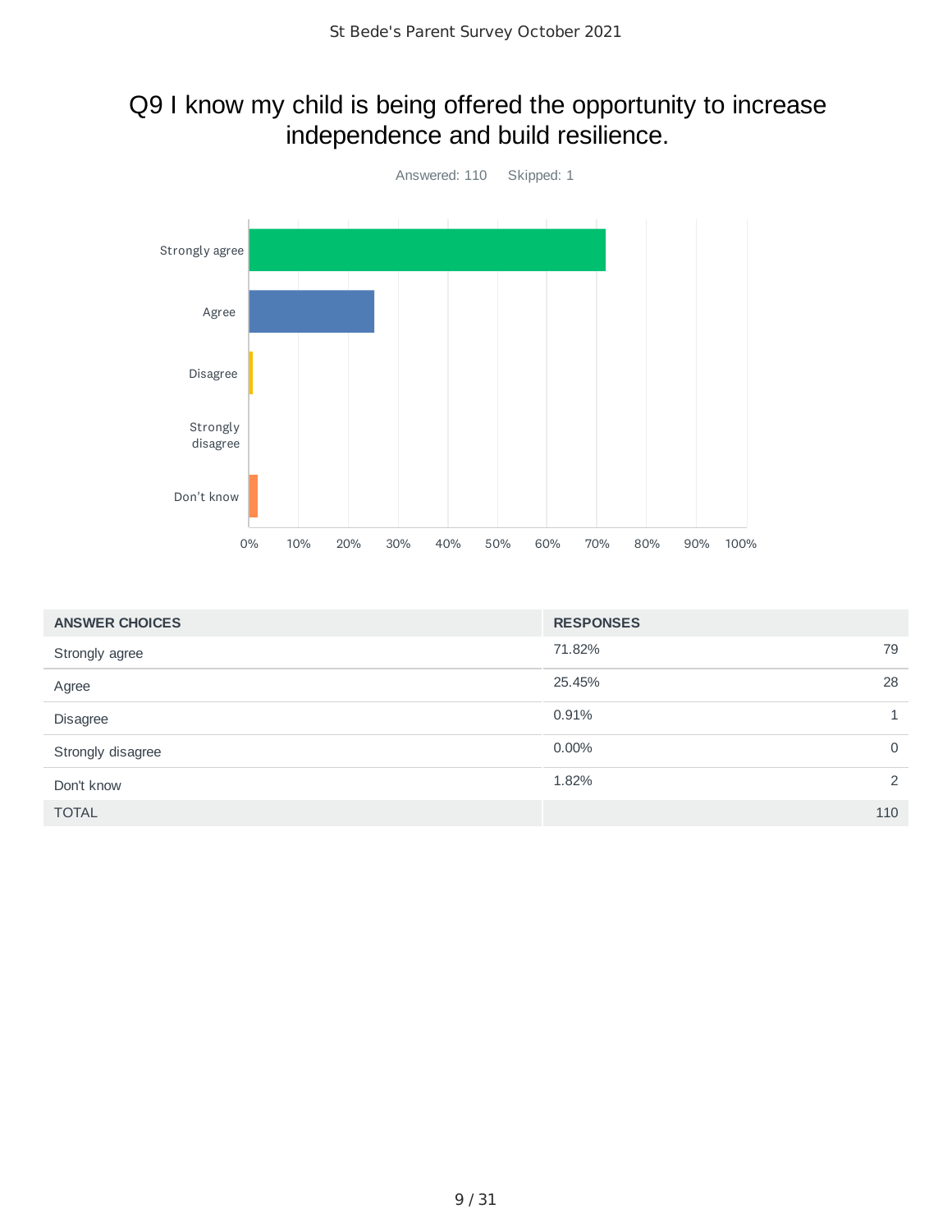## Q9 I know my child is being offered the opportunity to increase independence and build resilience.

Answered: 110    Skipped: 1

| ANSWER CHOICES | RESPONSES | |
|---|---|---|
| Strongly agree | 71.82% | 79 |
| Agree | 25.45% | 28 |
| Disagree | 0.91% | 1 |
| Strongly disagree | 0.00% | 0 |
| Don't know | 1.82% | 2 |
| TOTAL | | 110 |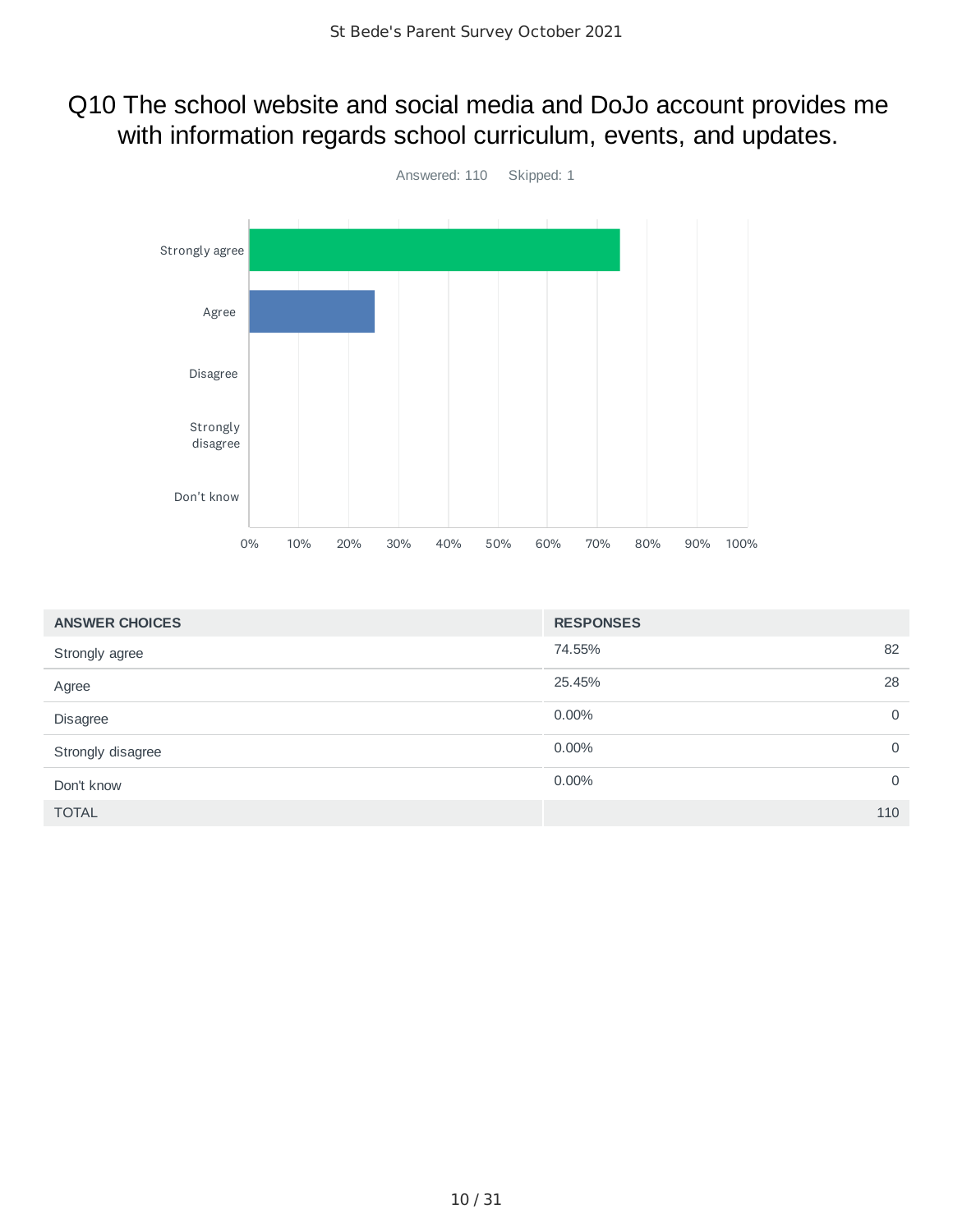# Q10 The school website and social media and DoJo account provides me with information regards school curriculum, events, and updates.

Answered: 110 Skipped: 1

| ANSWER CHOICES | RESPONSES | |
|---|---|---|
| Strongly agree | 74.55% | 82 |
| Agree | 25.45% | 28 |
| Disagree | 0.00% | 0 |
| Strongly disagree | 0.00% | 0 |
| Don't know | 0.00% | 0 |
| TOTAL | | 110 |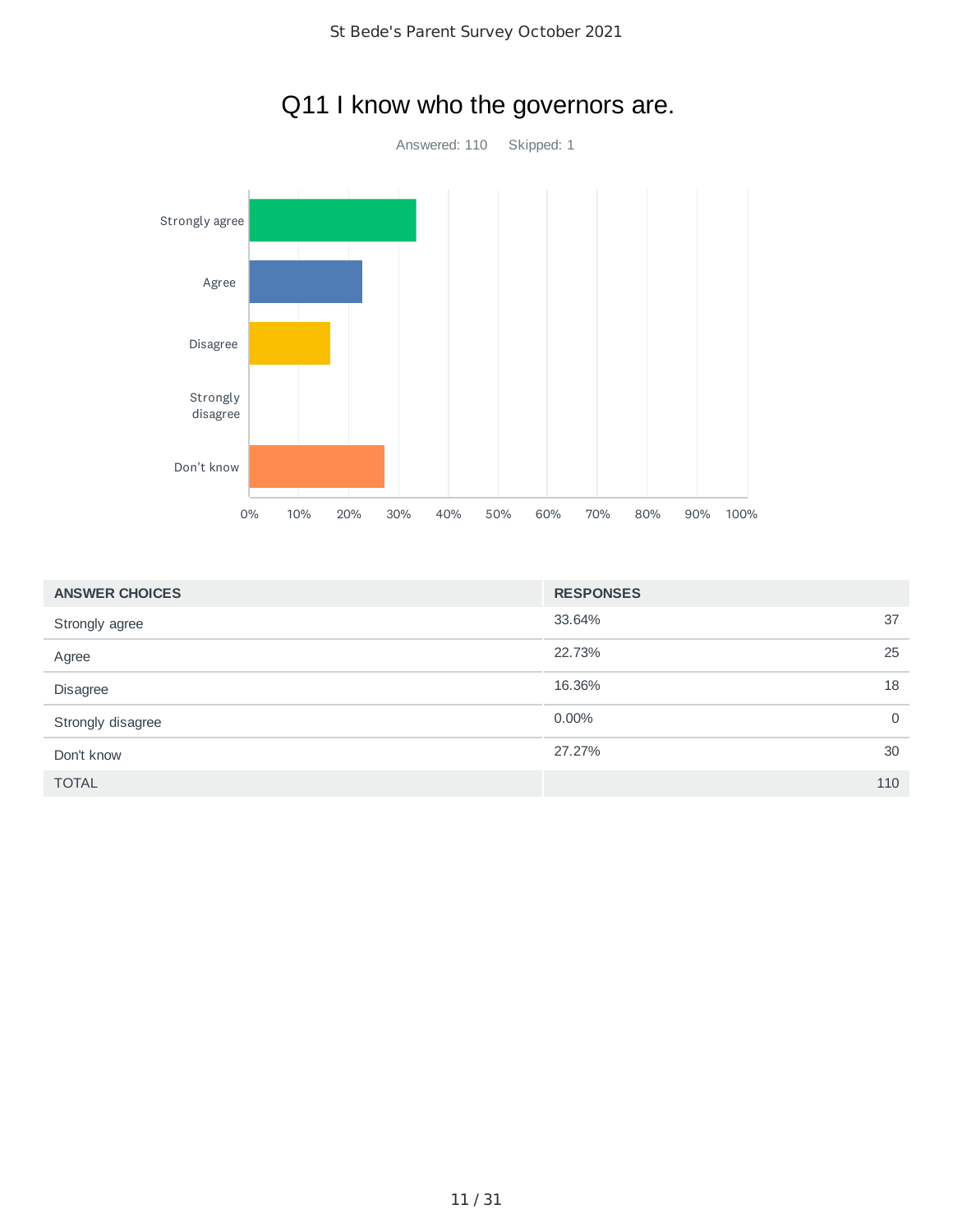# Q11 I know who the governors are.

Answered: 110 Skipped: 1

| ANSWER CHOICES | RESPONSES | |
|---|---|---|
| Strongly agree | 33.64% | 37 |
| Agree | 22.73% | 25 |
| Disagree | 16.36% | 18 |
| Strongly disagree | 0.00% | 0 |
| Don't know | 27.27% | 30 |
| TOTAL | | 110 |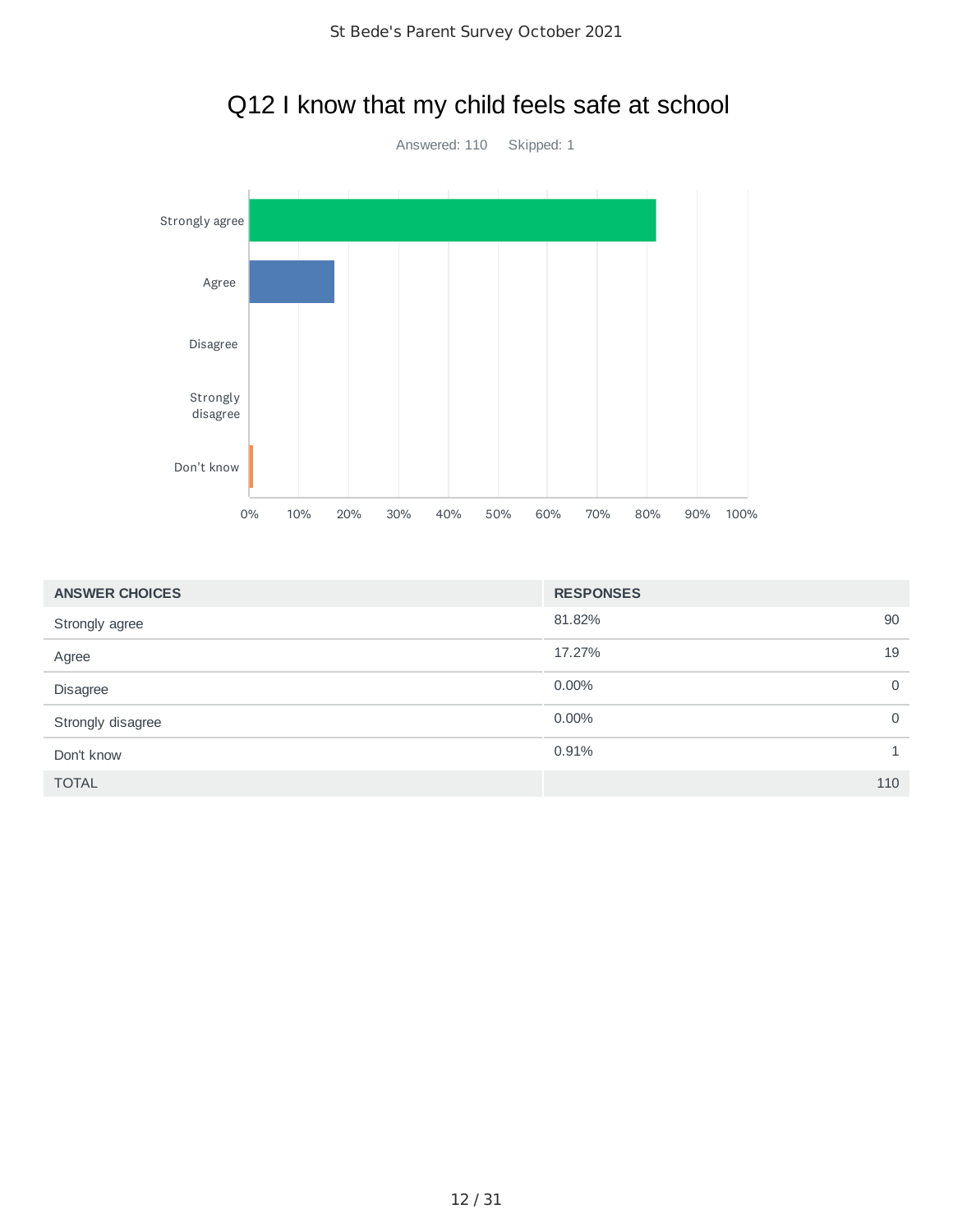# Q12 I know that my child feels safe at school

Answered: 110 Skipped: 1

| ANSWER CHOICES | RESPONSES | |
|---|---|---|
| Strongly agree | 81.82% | 90 |
| Agree | 17.27% | 19 |
| Disagree | 0.00% | 0 |
| Strongly disagree | 0.00% | 0 |
| Don't know | 0.91% | 1 |
| TOTAL | | 110 |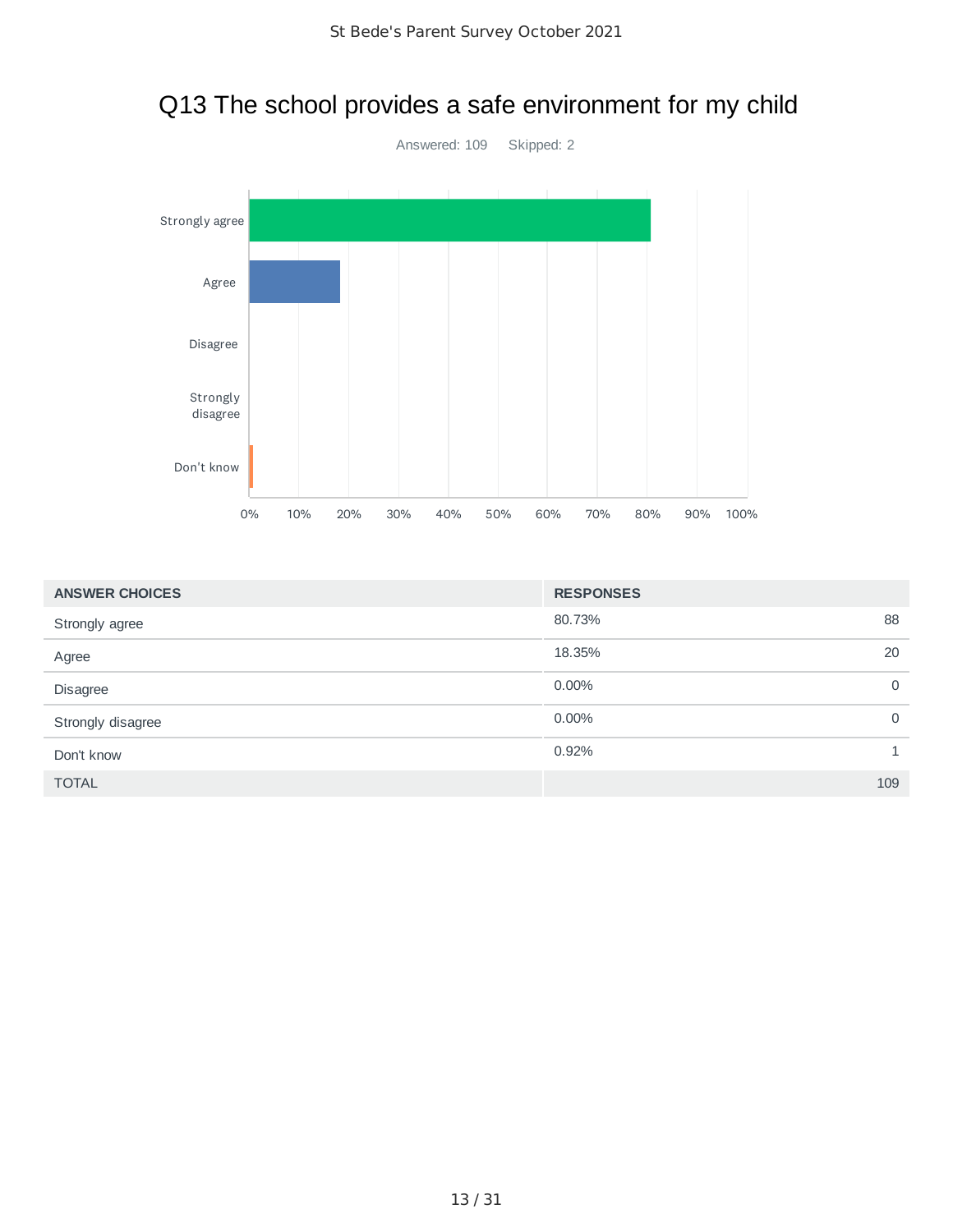# Q13 The school provides a safe environment for my child

Answered: 109    Skipped: 2

| ANSWER CHOICES | RESPONSES | |
|---|---|---|
| Strongly agree | 80.73% | 88 |
| Agree | 18.35% | 20 |
| Disagree | 0.00% | 0 |
| Strongly disagree | 0.00% | 0 |
| Don't know | 0.92% | 1 |
| TOTAL | | 109 |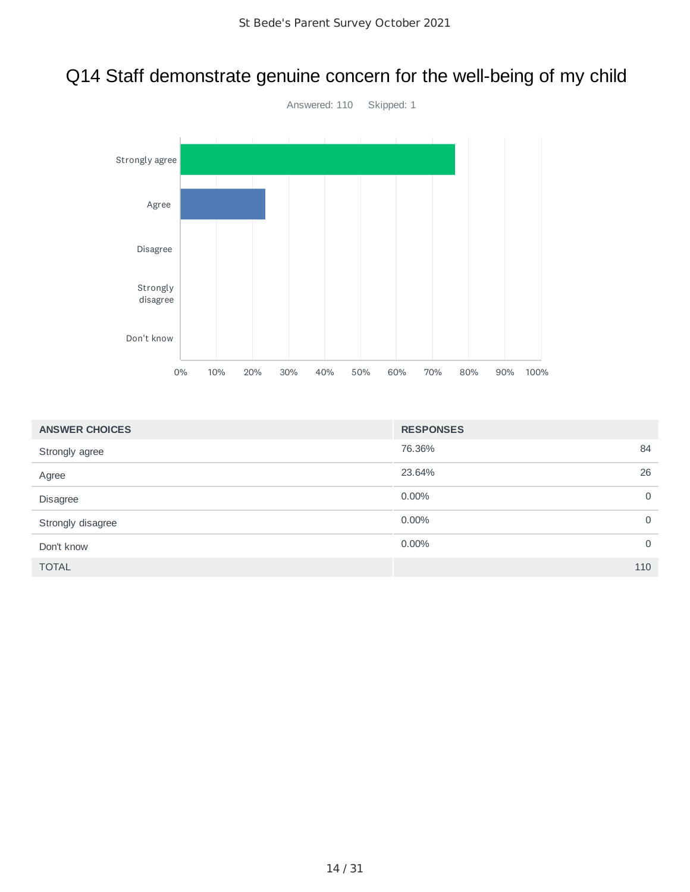# Q14 Staff demonstrate genuine concern for the well-being of my child

Answered: 110 Skipped: 1

| ANSWER CHOICES | RESPONSES | |
|---|---|---|
| Strongly agree | 76.36% | 84 |
| Agree | 23.64% | 26 |
| Disagree | 0.00% | 0 |
| Strongly disagree | 0.00% | 0 |
| Don't know | 0.00% | 0 |
| TOTAL | | 110 |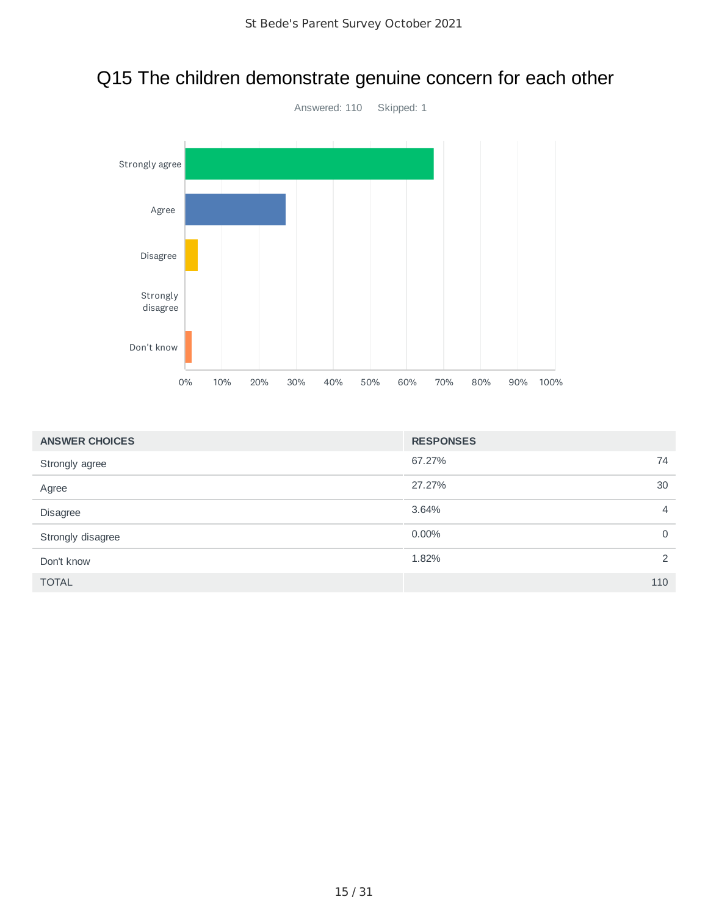# Q15 The children demonstrate genuine concern for each other

Answered: 110    Skipped: 1

| ANSWER CHOICES | RESPONSES | |
|---|---|---|
| Strongly agree | 67.27% | 74 |
| Agree | 27.27% | 30 |
| Disagree | 3.64% | 4 |
| Strongly disagree | 0.00% | 0 |
| Don't know | 1.82% | 2 |
| TOTAL | | 110 |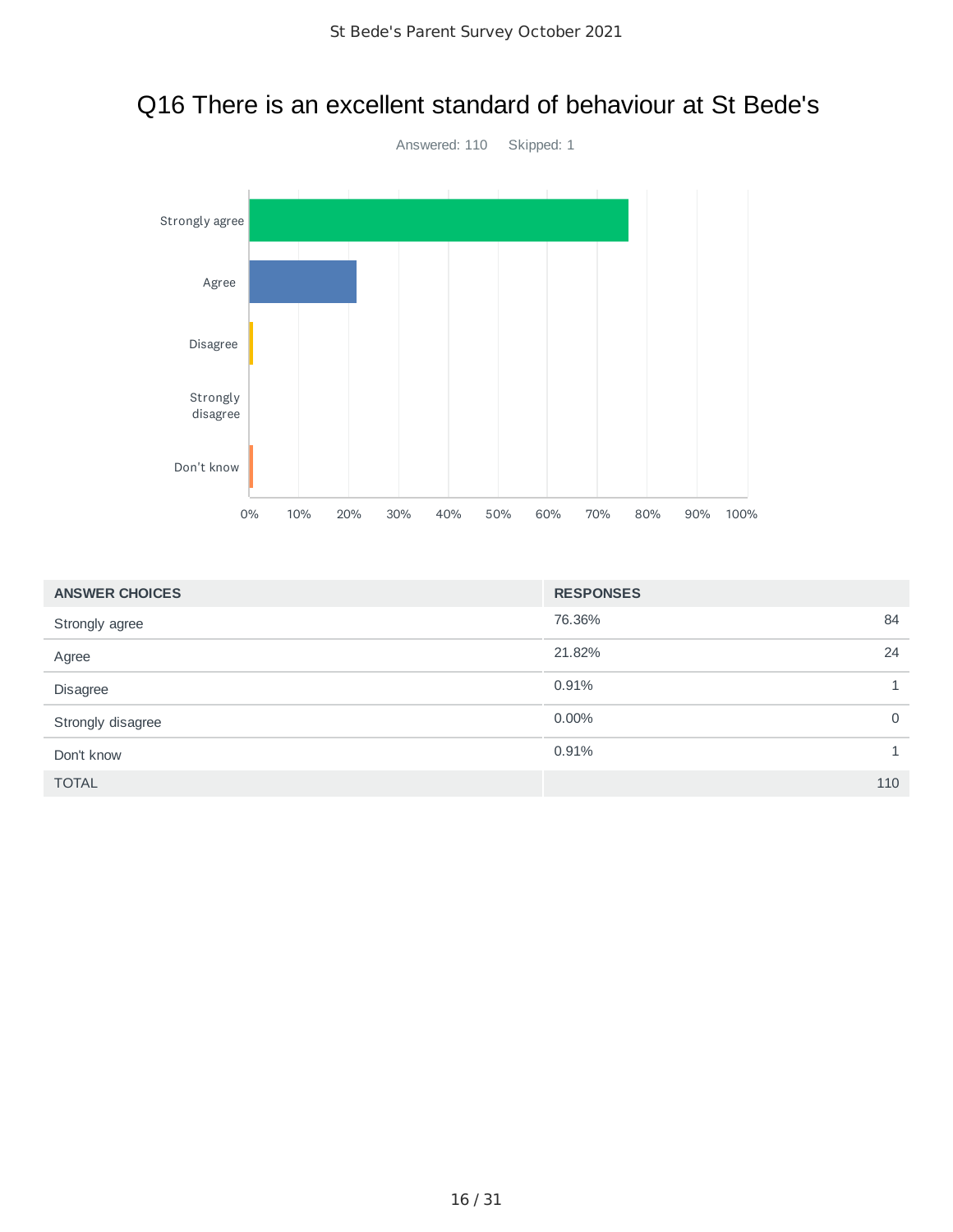## Q16 There is an excellent standard of behaviour at St Bede's

Answered: 110    Skipped: 1

| ANSWER CHOICES | RESPONSES | |
|---|---|---|
| Strongly agree | 76.36% | 84 |
| Agree | 21.82% | 24 |
| Disagree | 0.91% | 1 |
| Strongly disagree | 0.00% | 0 |
| Don't know | 0.91% | 1 |
| TOTAL | | 110 |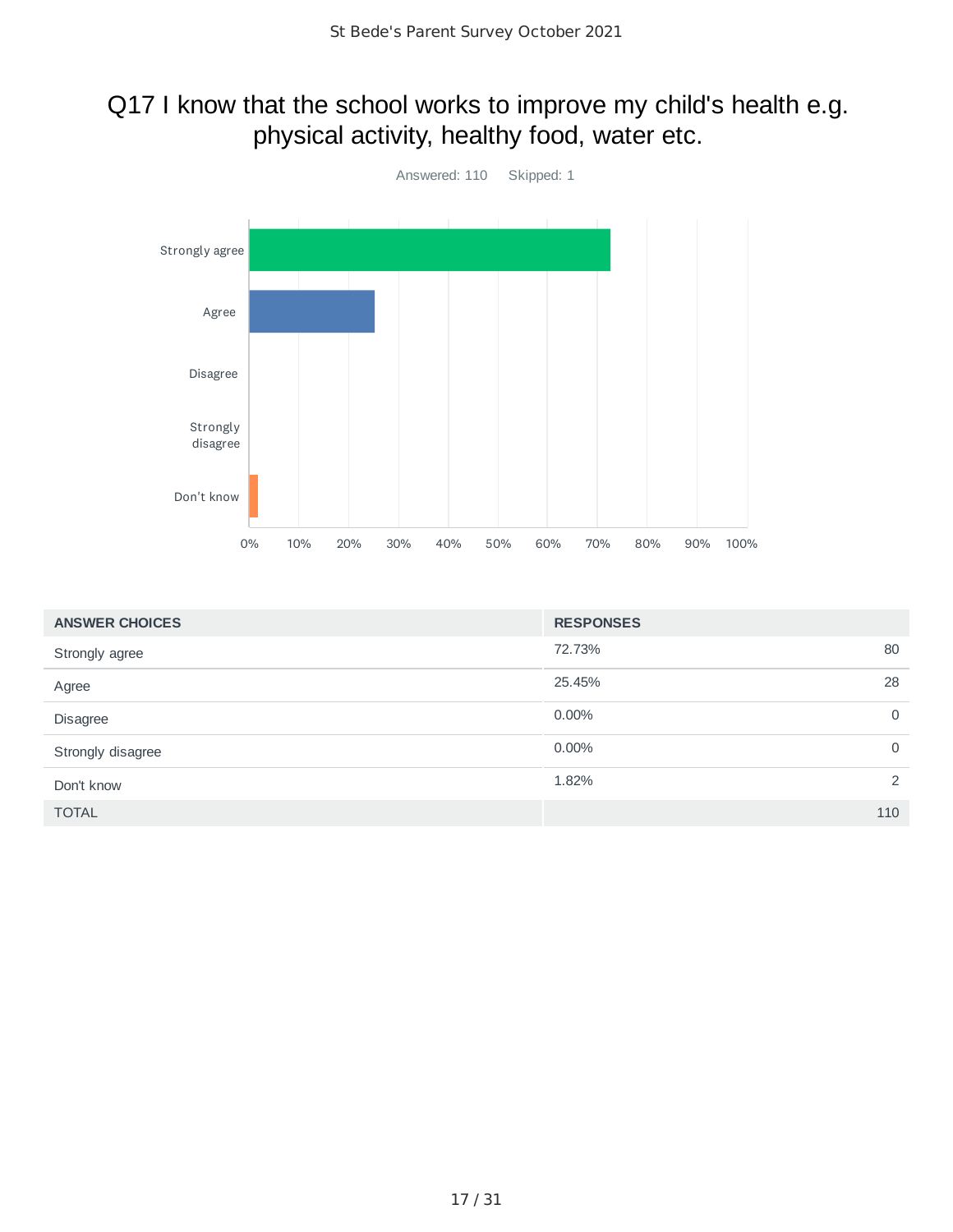# Q17 I know that the school works to improve my child's health e.g. physical activity, healthy food, water etc.

Answered: 110 Skipped: 1

| ANSWER CHOICES | RESPONSES | |
|---|---|---|
| Strongly agree | 72.73% | 80 |
| Agree | 25.45% | 28 |
| Disagree | 0.00% | 0 |
| Strongly disagree | 0.00% | 0 |
| Don't know | 1.82% | 2 |
| TOTAL | | 110 |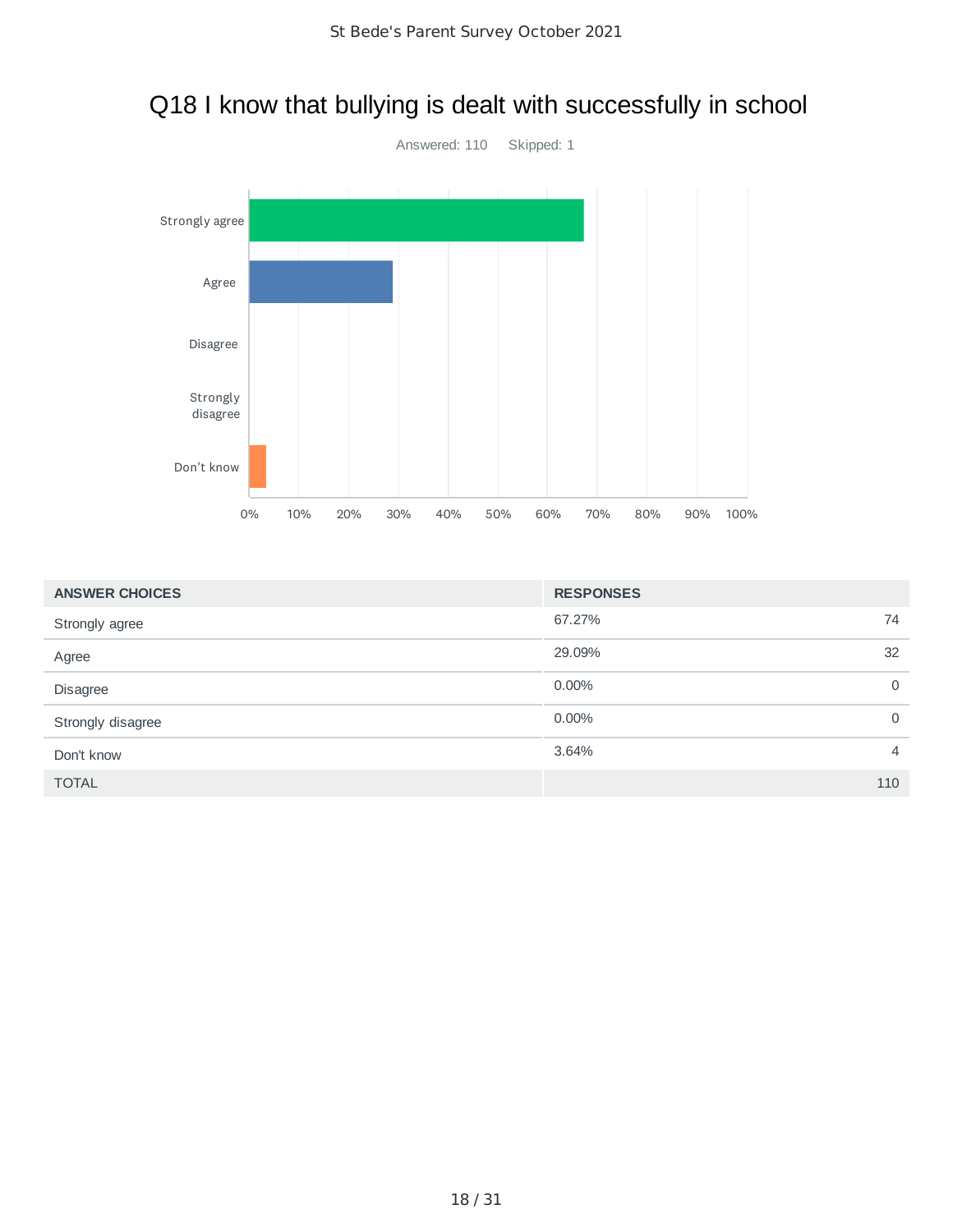# Q18 I know that bullying is dealt with successfully in school

Answered: 110 Skipped: 1

| ANSWER CHOICES | RESPONSES | |
|---|---|---|
| Strongly agree | 67.27% | 74 |
| Agree | 29.09% | 32 |
| Disagree | 0.00% | 0 |
| Strongly disagree | 0.00% | 0 |
| Don't know | 3.64% | 4 |
| TOTAL | | 110 |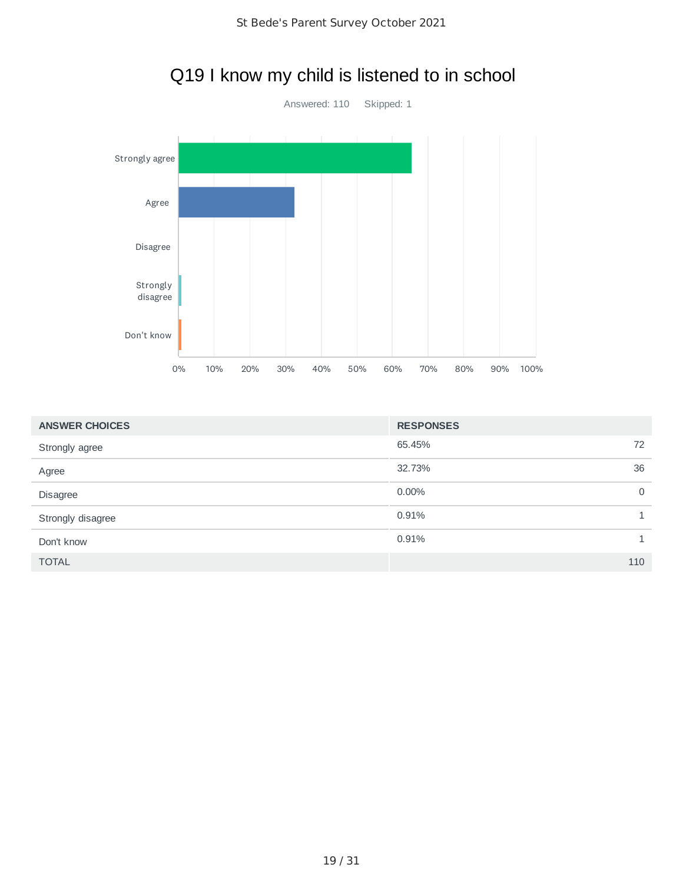# Q19 I know my child is listened to in school

Answered: 110    Skipped: 1

| ANSWER CHOICES | RESPONSES | |
|---|---|---|
| Strongly agree | 65.45% | 72 |
| Agree | 32.73% | 36 |
| Disagree | 0.00% | 0 |
| Strongly disagree | 0.91% | 1 |
| Don't know | 0.91% | 1 |
| TOTAL | | 110 |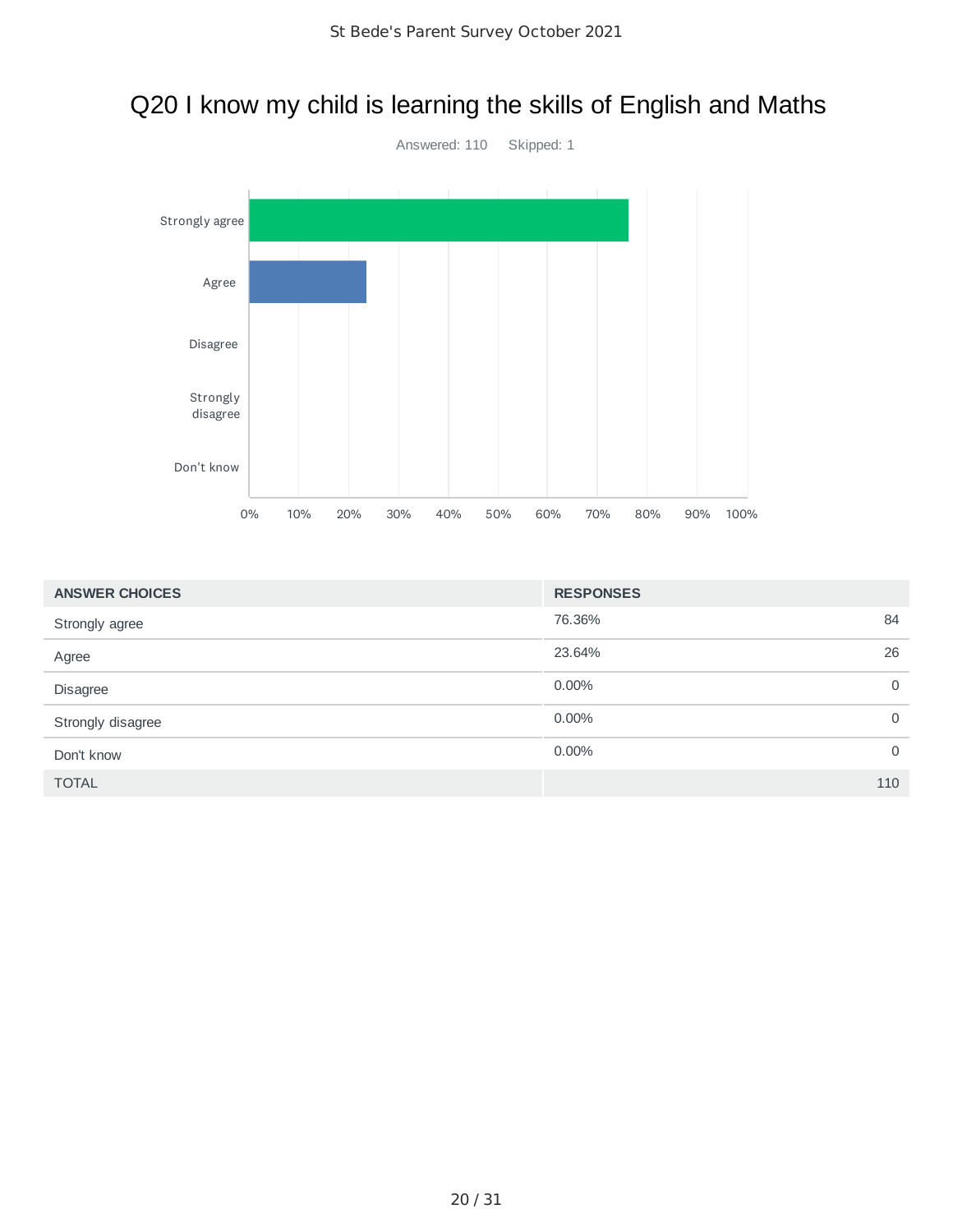# Q20 I know my child is learning the skills of English and Maths

Answered: 110 Skipped: 1

| ANSWER CHOICES | RESPONSES | |
|---|---|---|
| Strongly agree | 76.36% | 84 |
| Agree | 23.64% | 26 |
| Disagree | 0.00% | 0 |
| Strongly disagree | 0.00% | 0 |
| Don't know | 0.00% | 0 |
| TOTAL | | 110 |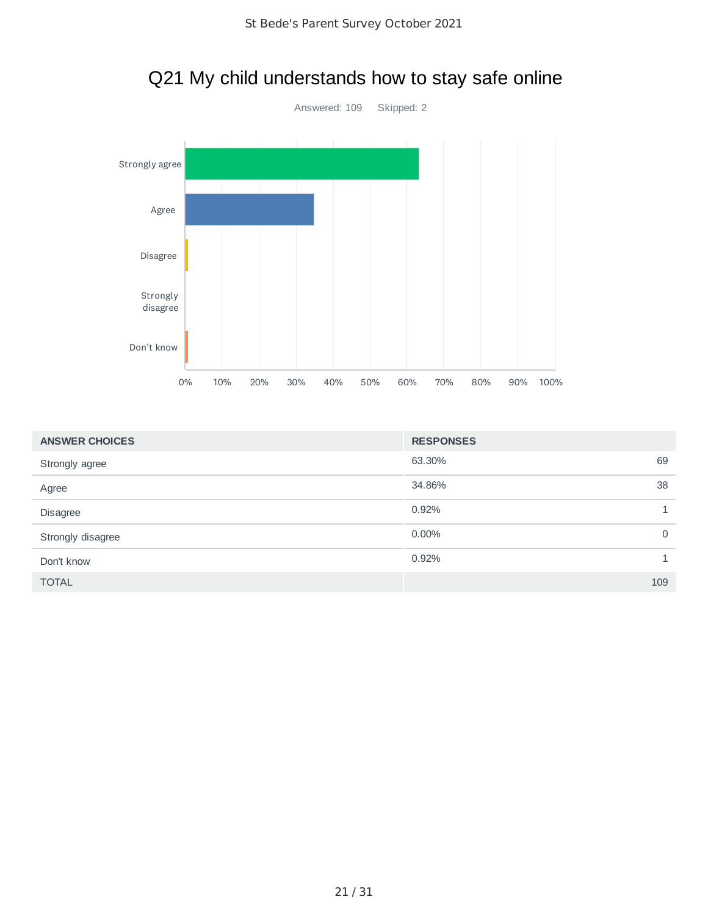## Q21 My child understands how to stay safe online

Answered: 109    Skipped: 2

| ANSWER CHOICES | RESPONSES | |
|---|---|---|
| Strongly agree | 63.30% | 69 |
| Agree | 34.86% | 38 |
| Disagree | 0.92% | 1 |
| Strongly disagree | 0.00% | 0 |
| Don't know | 0.92% | 1 |
| TOTAL | | 109 |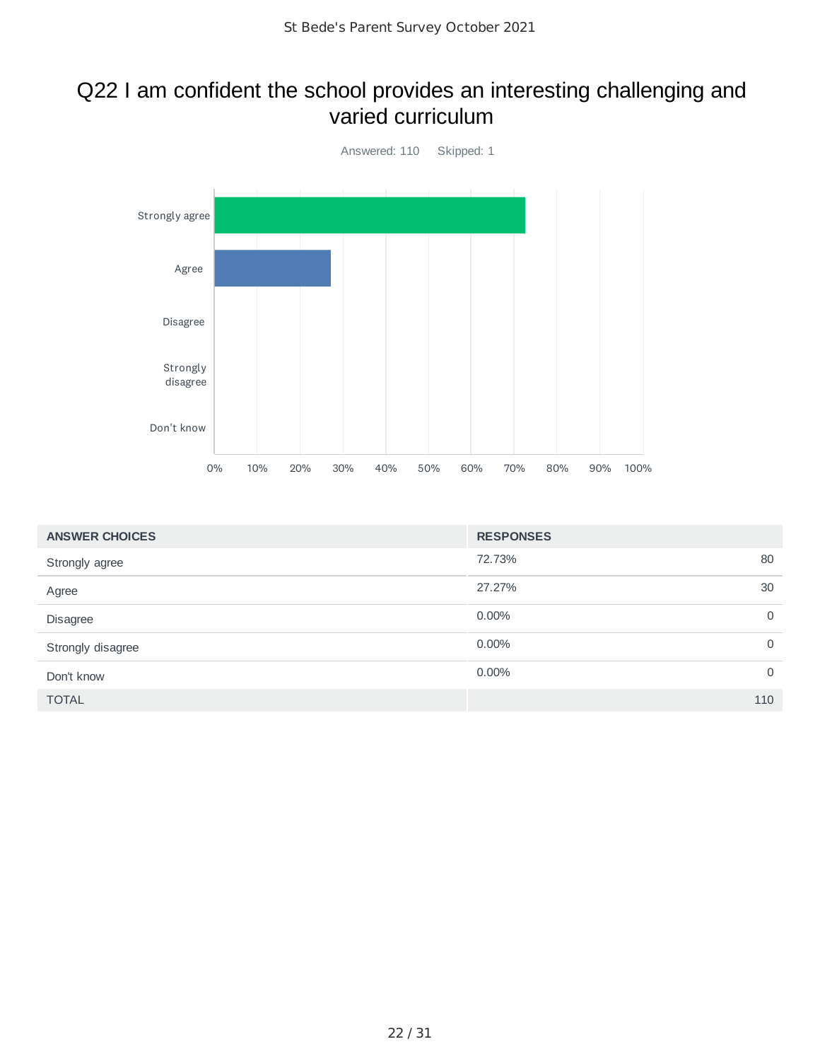# Q22 I am confident the school provides an interesting challenging and varied curriculum

Answered: 110 Skipped: 1

| ANSWER CHOICES | RESPONSES | |
|---|---|---|
| Strongly agree | 72.73% | 80 |
| Agree | 27.27% | 30 |
| Disagree | 0.00% | 0 |
| Strongly disagree | 0.00% | 0 |
| Don't know | 0.00% | 0 |
| TOTAL | | 110 |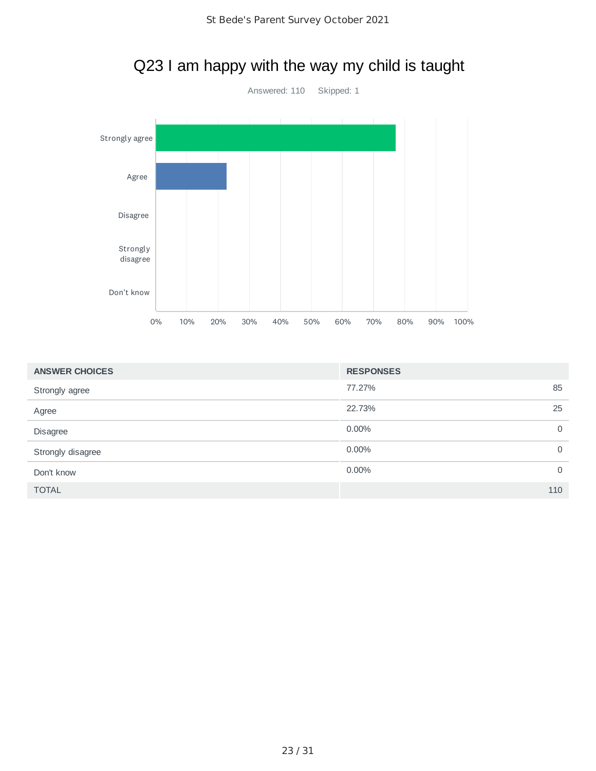# Q23 I am happy with the way my child is taught

Answered: 110    Skipped: 1

| ANSWER CHOICES | RESPONSES | |
|---|---|---|
| Strongly agree | 77.27% | 85 |
| Agree | 22.73% | 25 |
| Disagree | 0.00% | 0 |
| Strongly disagree | 0.00% | 0 |
| Don't know | 0.00% | 0 |
| TOTAL | | 110 |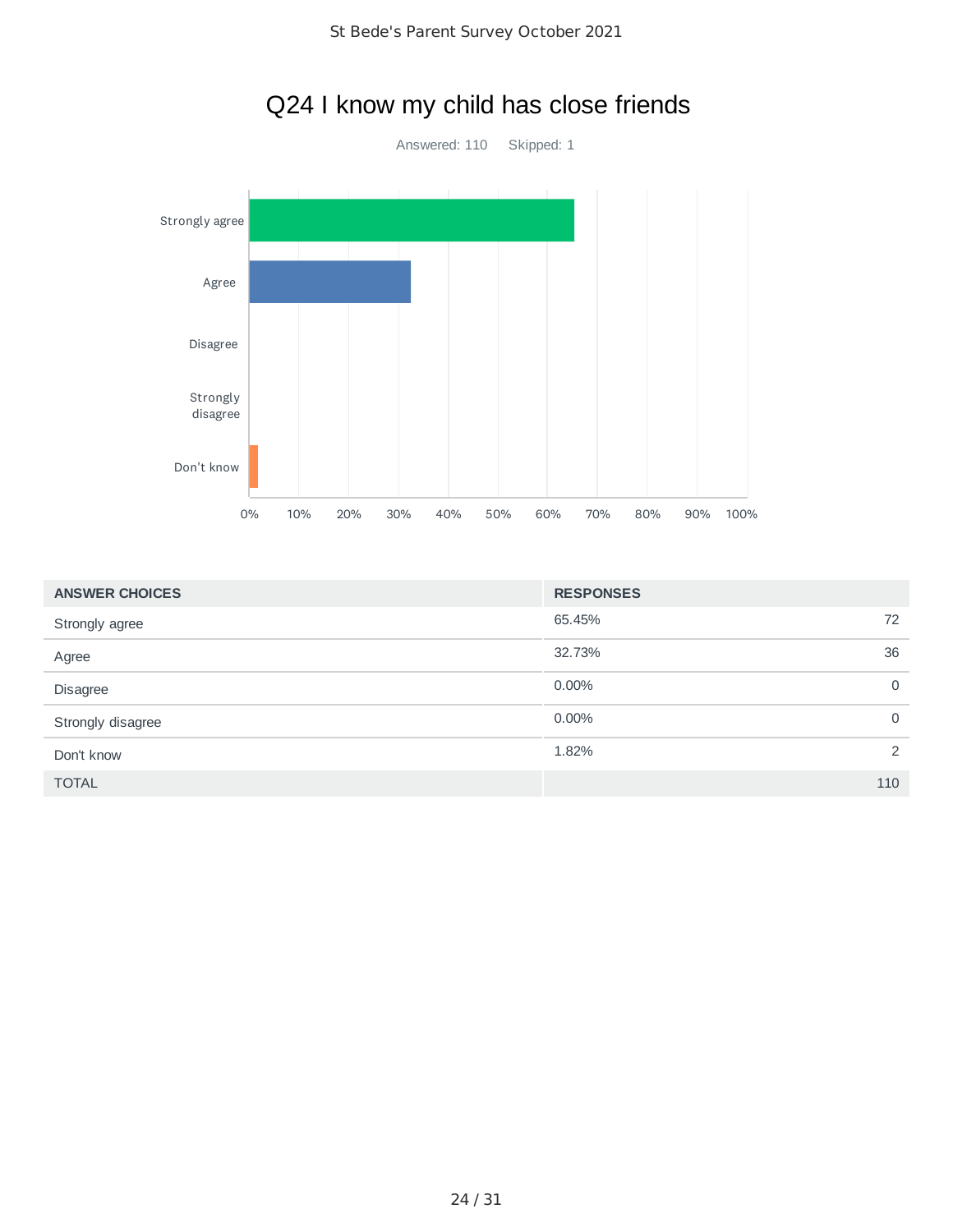# Q24 I know my child has close friends

Answered: 110    Skipped: 1

| ANSWER CHOICES | RESPONSES | |
|---|---|---|
| Strongly agree | 65.45% | 72 |
| Agree | 32.73% | 36 |
| Disagree | 0.00% | 0 |
| Strongly disagree | 0.00% | 0 |
| Don't know | 1.82% | 2 |
| TOTAL | | 110 |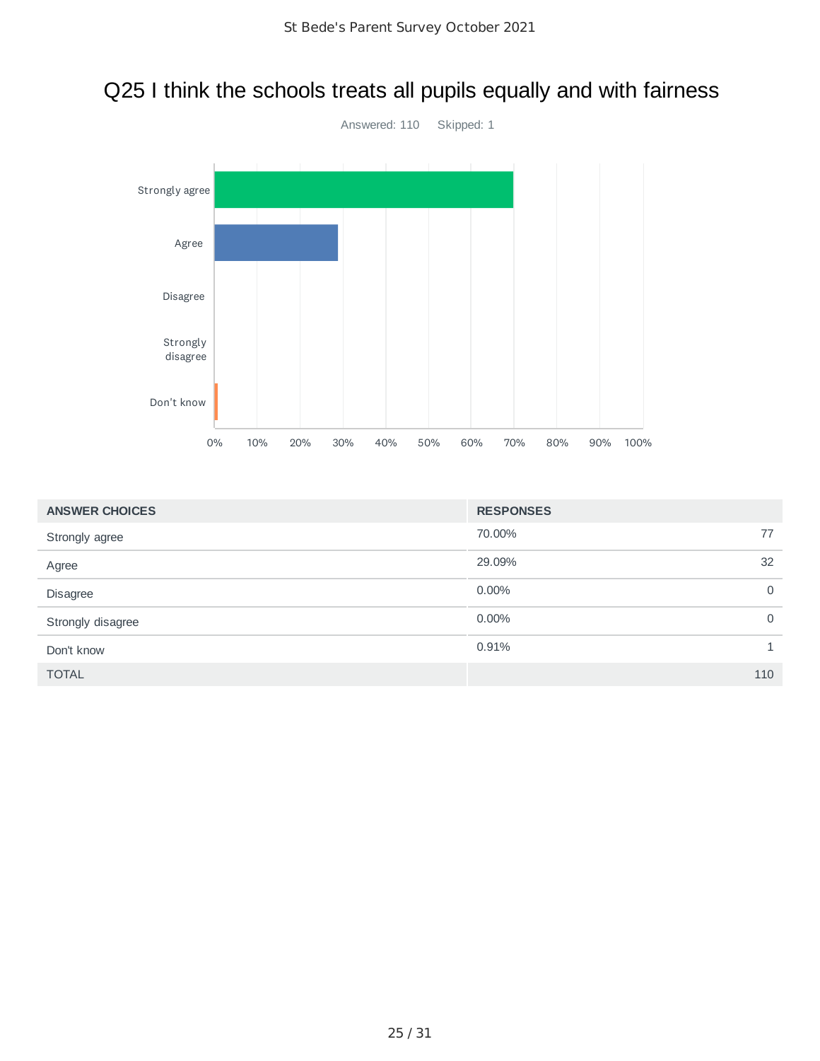## Q25 I think the schools treats all pupils equally and with fairness

Answered: 110 Skipped: 1

| ANSWER CHOICES | RESPONSES | |
|---|---|---|
| Strongly agree | 70.00% | 77 |
| Agree | 29.09% | 32 |
| Disagree | 0.00% | 0 |
| Strongly disagree | 0.00% | 0 |
| Don't know | 0.91% | 1 |
| TOTAL | | 110 |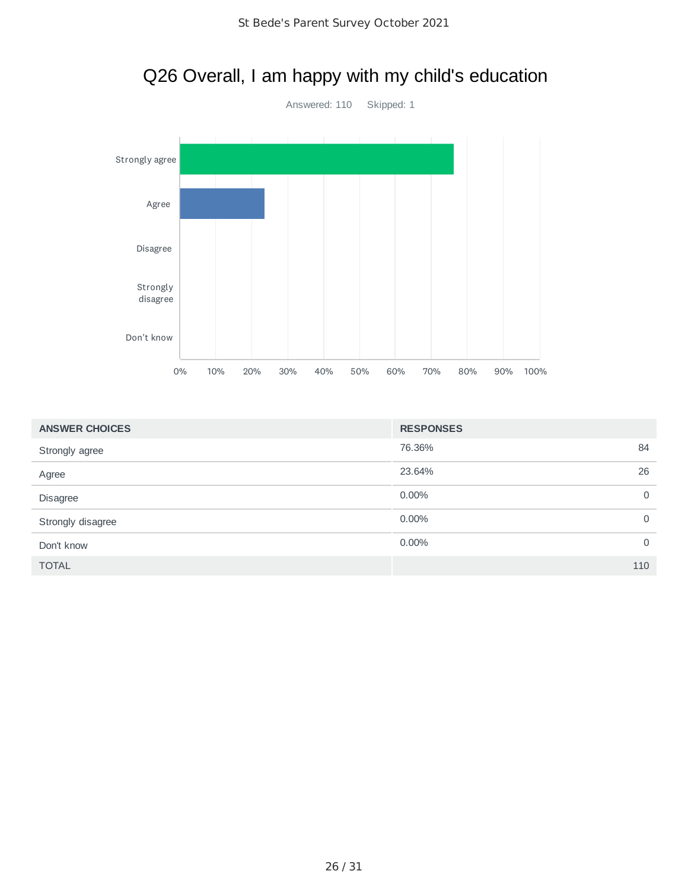# Q26 Overall, I am happy with my child's education

Answered: 110 Skipped: 1

| ANSWER CHOICES | RESPONSES | |
|---|---|---|
| Strongly agree | 76.36% | 84 |
| Agree | 23.64% | 26 |
| Disagree | 0.00% | 0 |
| Strongly disagree | 0.00% | 0 |
| Don't know | 0.00% | 0 |
| TOTAL | | 110 |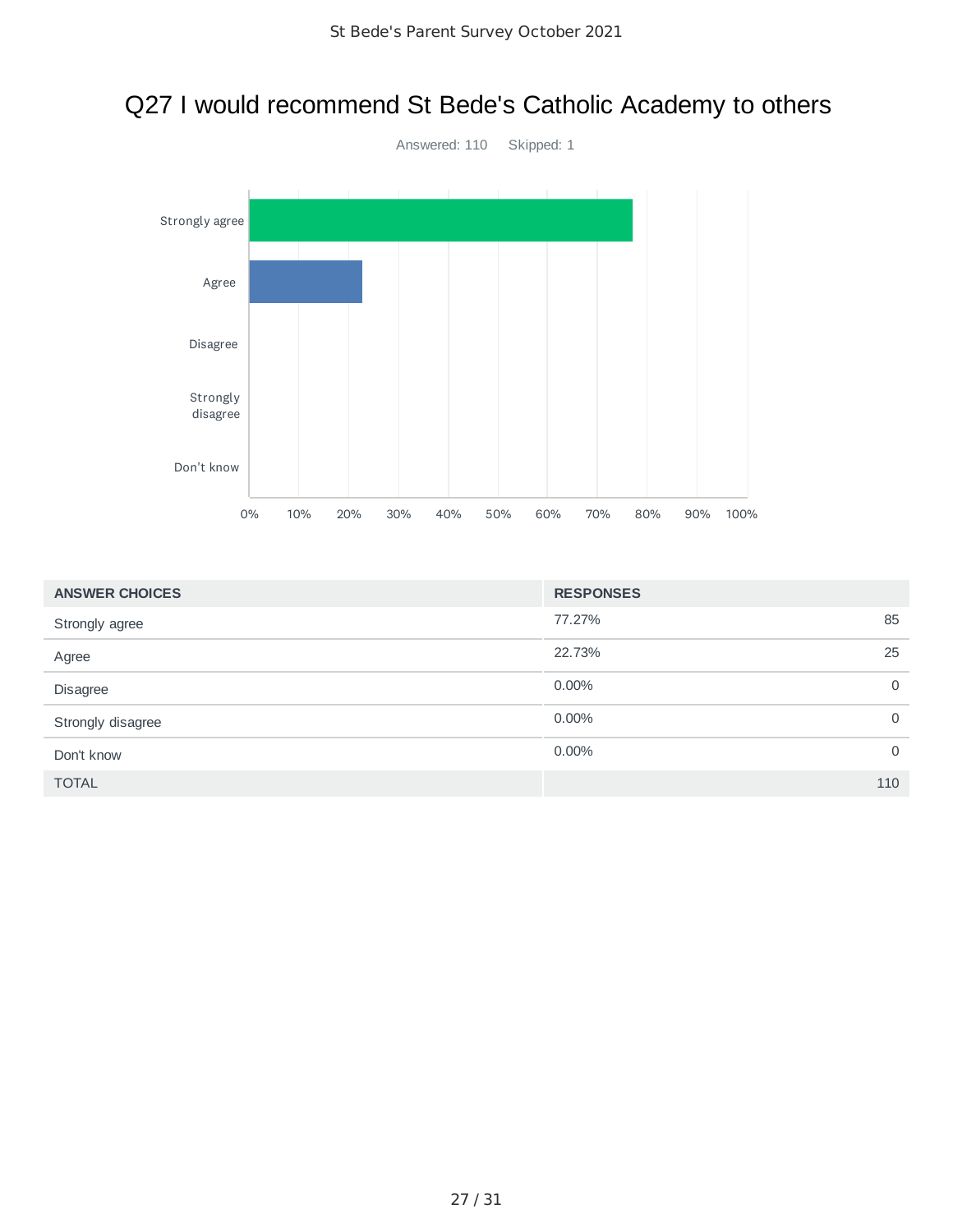# Q27 I would recommend St Bede's Catholic Academy to others

Answered: 110 Skipped: 1

| ANSWER CHOICES | RESPONSES | |
|---|---|---|
| Strongly agree | 77.27% | 85 |
| Agree | 22.73% | 25 |
| Disagree | 0.00% | 0 |
| Strongly disagree | 0.00% | 0 |
| Don't know | 0.00% | 0 |
| TOTAL | | 110 |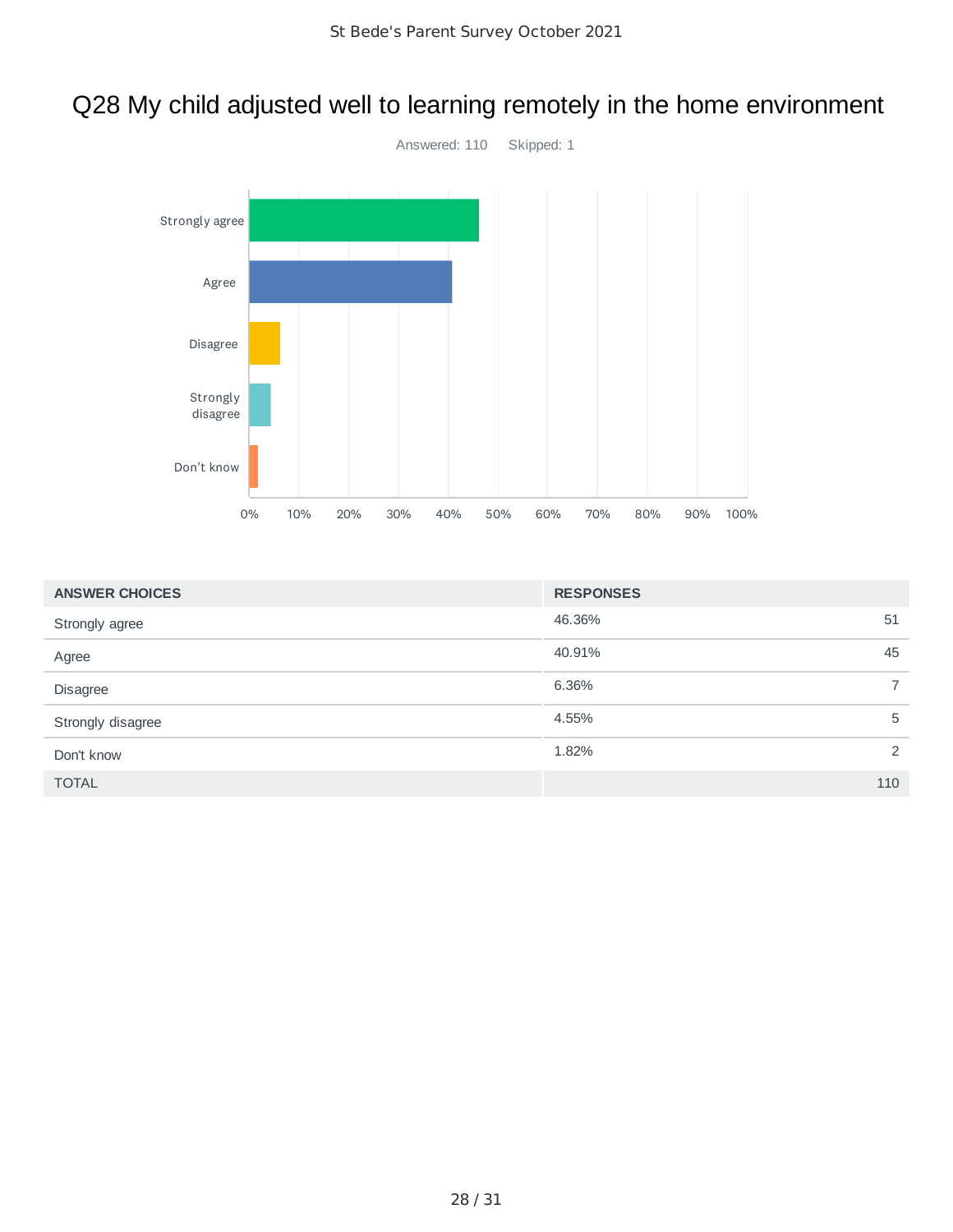# Q28 My child adjusted well to learning remotely in the home environment

Answered: 110 Skipped: 1

| ANSWER CHOICES | RESPONSES | |
|---|---|---|
| Strongly agree | 46.36% | 51 |
| Agree | 40.91% | 45 |
| Disagree | 6.36% | 7 |
| Strongly disagree | 4.55% | 5 |
| Don't know | 1.82% | 2 |
| TOTAL | | 110 |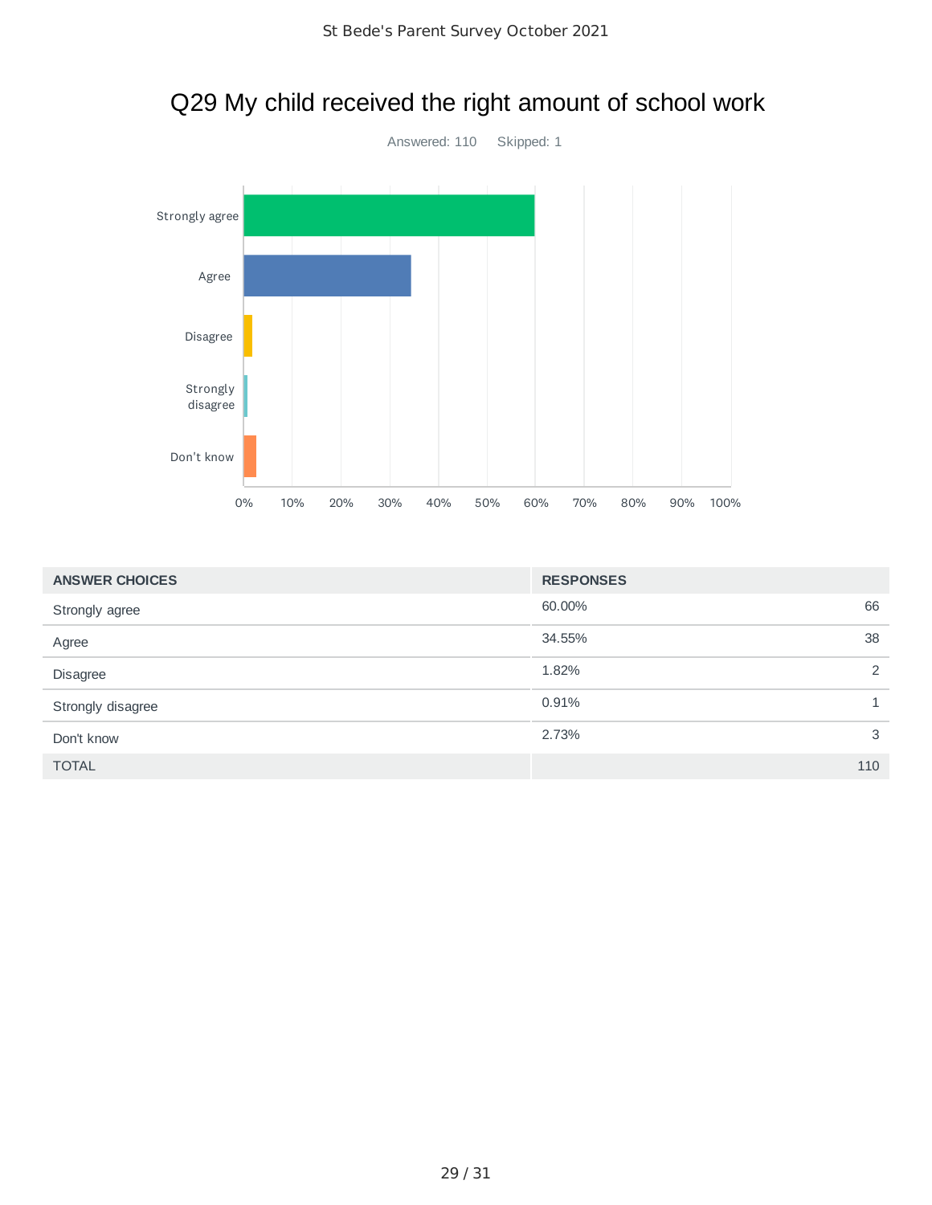# Q29 My child received the right amount of school work

Answered: 110 Skipped: 1

| ANSWER CHOICES | RESPONSES | |
|---|---|---|
| Strongly agree | 60.00% | 66 |
| Agree | 34.55% | 38 |
| Disagree | 1.82% | 2 |
| Strongly disagree | 0.91% | 1 |
| Don't know | 2.73% | 3 |
| TOTAL | | 110 |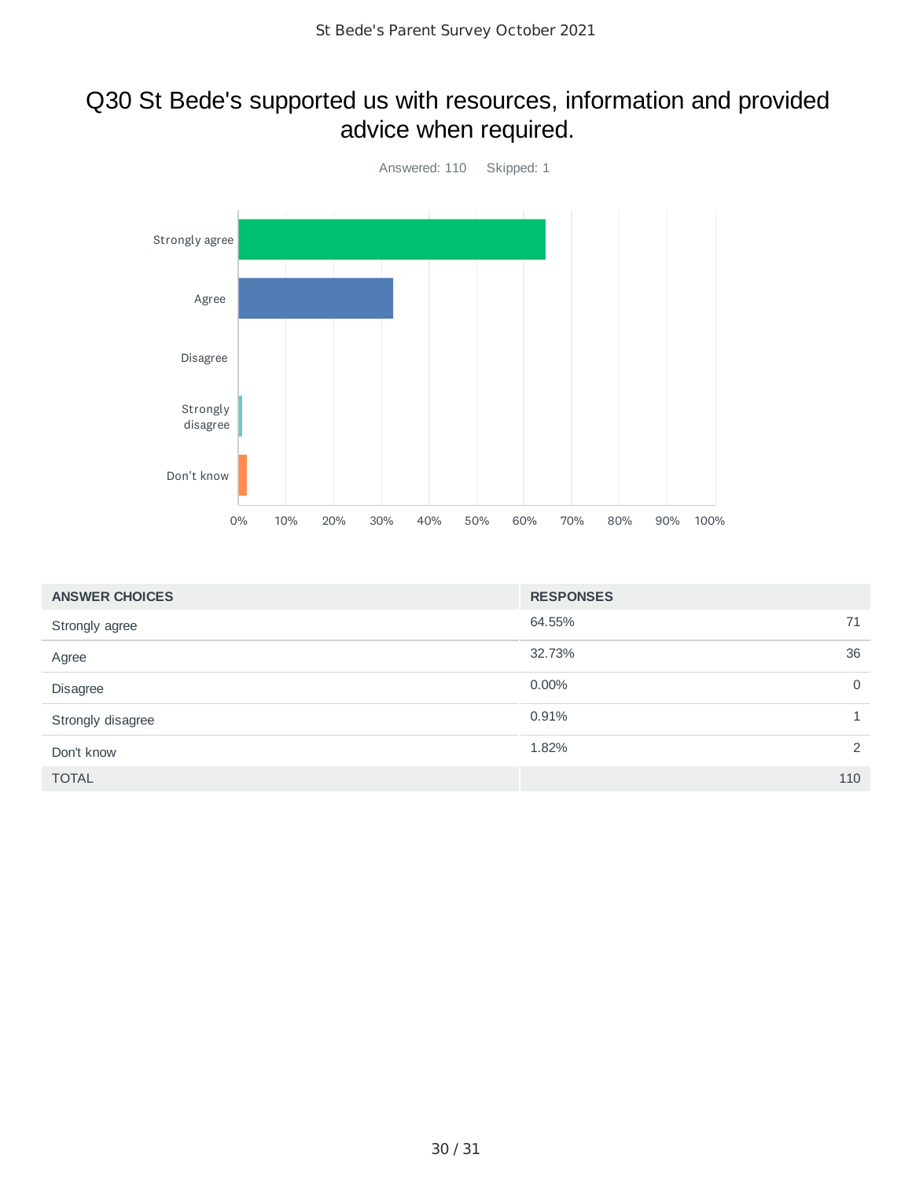# Q30 St Bede's supported us with resources, information and provided advice when required.

Answered: 110 Skipped: 1

| ANSWER CHOICES | RESPONSES | |
|---|---|---|
| Strongly agree | 64.55% | 71 |
| Agree | 32.73% | 36 |
| Disagree | 0.00% | 0 |
| Strongly disagree | 0.91% | 1 |
| Don't know | 1.82% | 2 |
| TOTAL | | 110 |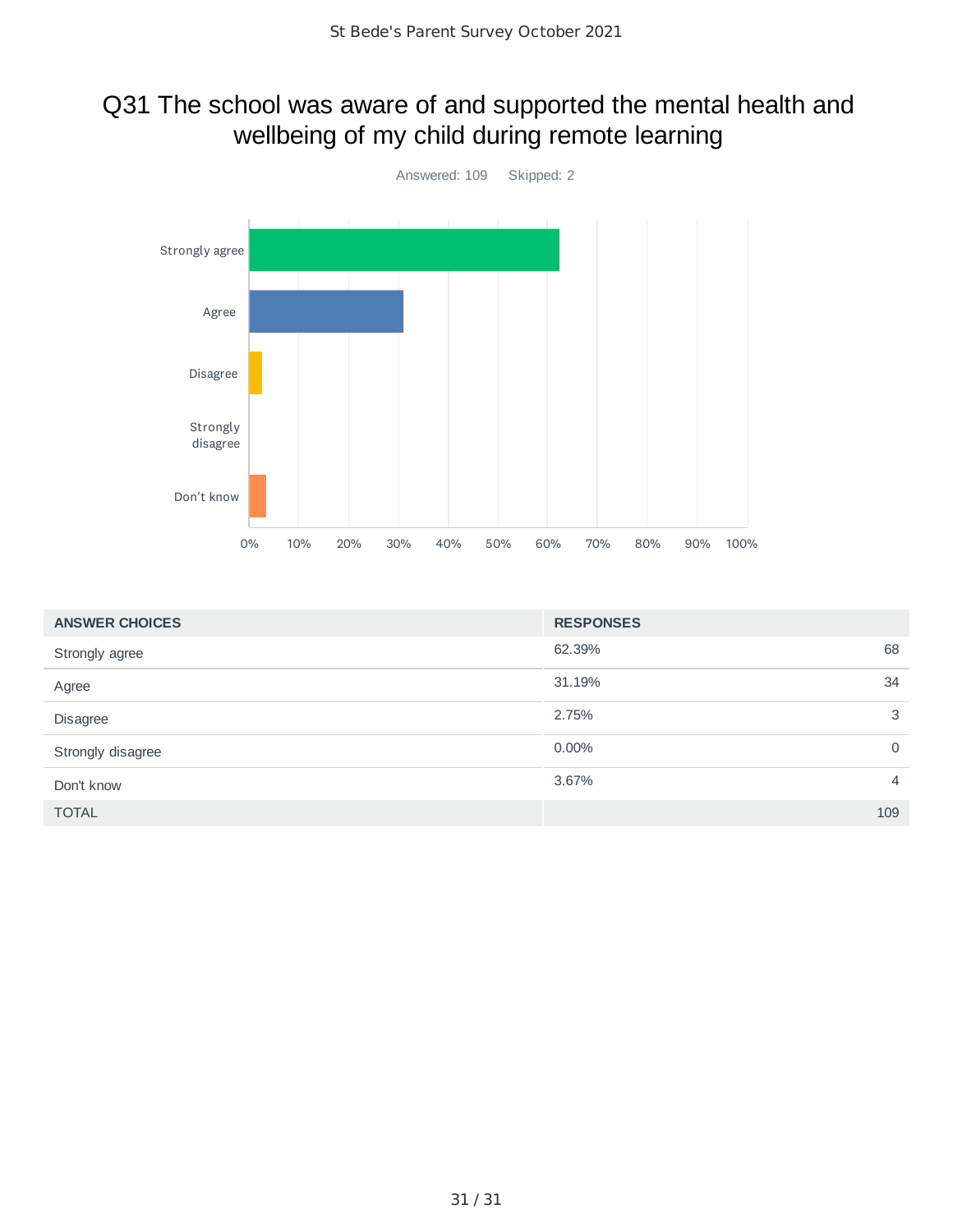# Q31 The school was aware of and supported the mental health and wellbeing of my child during remote learning

Answered: 109 Skipped: 2

Strongly agree

Agree

Disagree

Strongly disagree

Don't know

0% 10% 20% 30% 40% 50% 60% 70% 80% 90% 100%

| ANSWER CHOICES | RESPONSES | |
|---|---|---|
| Strongly agree | 62.39% | 68 |
| Agree | 31.19% | 34 |
| Disagree | 2.75% | 3 |
| Strongly disagree | 0.00% | 0 |
| Don't know | 3.67% | 4 |
| TOTAL | | 109 |